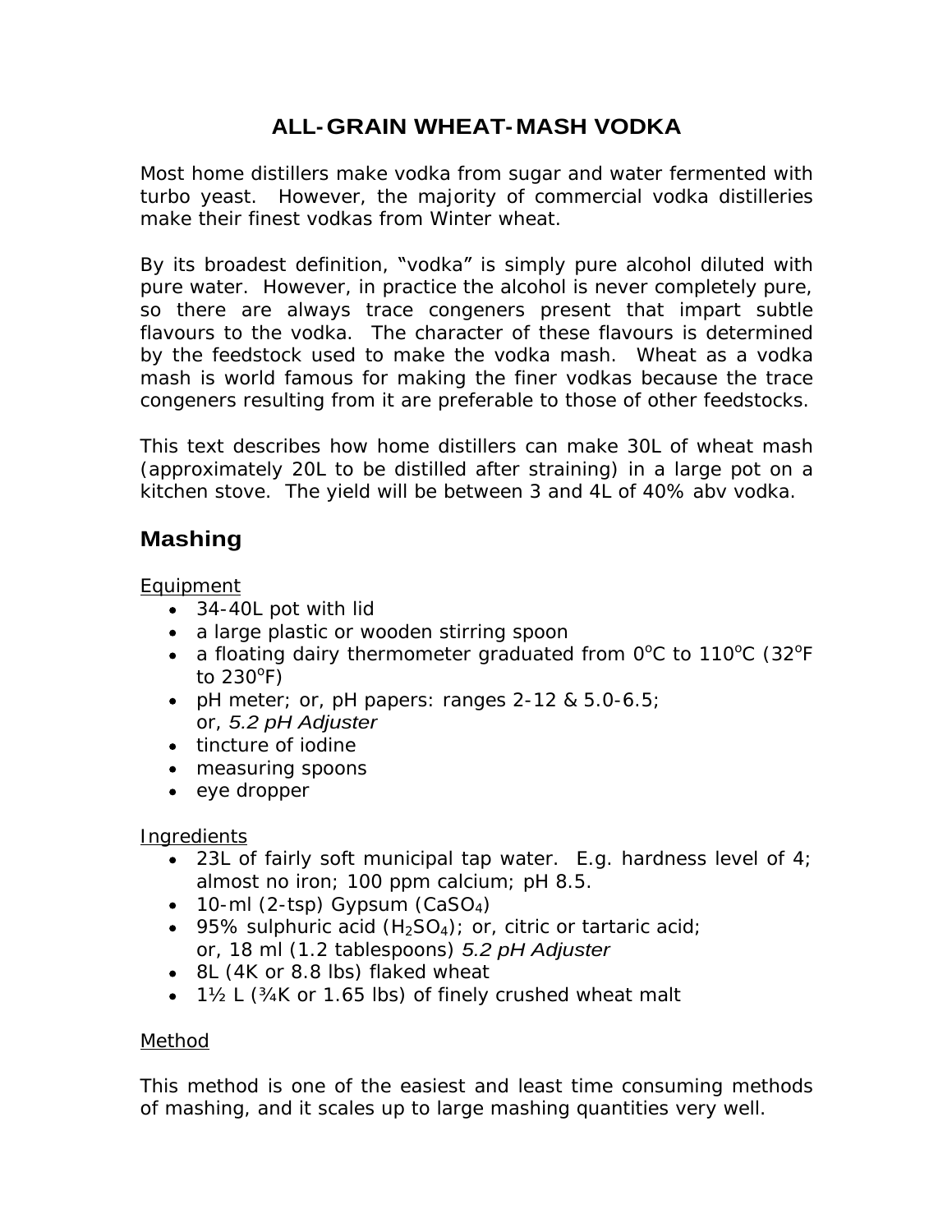# ALL-GRAIN WHEAT-MASH VODKA

Most home distillers make vodka from sugar and water fermented with turbo yeast. However, the majority of commercial vodka distilleries make their finest vodkas from Winter wheat.

By its broadest definition, "vodka" is simply pure alcohol diluted with pure water. However, in practice the alcohol is never completely pure, so there are always trace congeners present that impart subtle flavours to the vodka. The character of these flavours is determined by the feedstock used to make the vodka mash. Wheat as a vodka mash is world famous for making the finer vodkas because the trace congeners resulting from it are preferable to those of other feedstocks.

This text describes how home distillers can make 30L of wheat mash (approximately 20L to be distilled after straining) in a large pot on a kitchen stove. The yield will be between 3 and 4L of 40% abv vodka.

## Mashing

Equipment

- 34-40L pot with lid
- a large plastic or wooden stirring spoon
- a floating dairy thermometer graduated from $0^oC$ to $110^oC$ ($32^oF$ to $230^oF$)
- pH meter; or, pH papers: ranges 2-12 & 5.0-6.5; or, *5.2 pH Adjuster*
- tincture of iodine
- measuring spoons
- eye dropper

Ingredients

- 23L of fairly soft municipal tap water. E.g. hardness level of 4; almost no iron; 100 ppm calcium; pH 8.5.
- 10-ml (2-tsp) Gypsum ($CaSO_4$)
- 95% sulphuric acid ($H_2SO_4$); or, citric or tartaric acid; or, 18 ml (1.2 tablespoons) *5.2 pH Adjuster*
- 8L (4K or 8.8 lbs) flaked wheat
- 1½ L (¾K or 1.65 lbs) of finely crushed wheat malt

Method

This method is one of the easiest and least time consuming methods of mashing, and it scales up to large mashing quantities very well.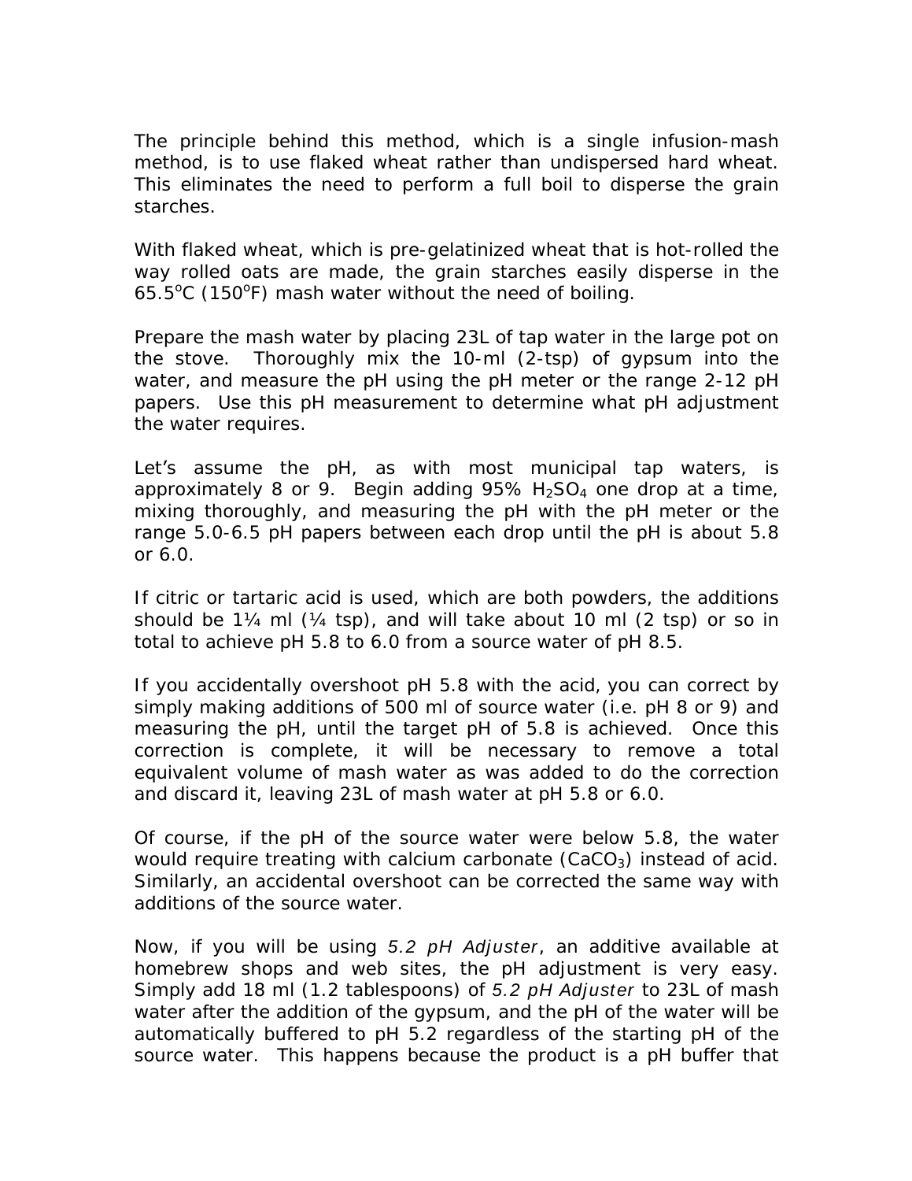The principle behind this method, which is a single infusion-mash method, is to use flaked wheat rather than undispersed hard wheat. This eliminates the need to perform a full boil to disperse the grain starches.

With flaked wheat, which is pre-gelatinized wheat that is hot-rolled the way rolled oats are made, the grain starches easily disperse in the 65.5$^{o}$C (150$^{o}$F) mash water without the need of boiling.

Prepare the mash water by placing 23L of tap water in the large pot on the stove. Thoroughly mix the 10-ml (2-tsp) of gypsum into the water, and measure the pH using the pH meter or the range 2-12 pH papers. Use this pH measurement to determine what pH adjustment the water requires.

Let's assume the pH, as with most municipal tap waters, is approximately 8 or 9. Begin adding 95% $H_2SO_4$ one drop at a time, mixing thoroughly, and measuring the pH with the pH meter or the range 5.0-6.5 pH papers between each drop until the pH is about 5.8 or 6.0.

If citric or tartaric acid is used, which are both powders, the additions should be 1¼ ml (¼ tsp), and will take about 10 ml (2 tsp) or so in total to achieve pH 5.8 to 6.0 from a source water of pH 8.5.

If you accidentally overshoot pH 5.8 with the acid, you can correct by simply making additions of 500 ml of source water (i.e. pH 8 or 9) and measuring the pH, until the target pH of 5.8 is achieved. Once this correction is complete, it will be necessary to remove a total equivalent volume of mash water as was added to do the correction and discard it, leaving 23L of mash water at pH 5.8 or 6.0.

Of course, if the pH of the source water were below 5.8, the water would require treating with calcium carbonate ($CaCO_3$) instead of acid. Similarly, an accidental overshoot can be corrected the same way with additions of the source water.

Now, if you will be using *5.2 pH Adjuster*, an additive available at homebrew shops and web sites, the pH adjustment is very easy. Simply add 18 ml (1.2 tablespoons) of *5.2 pH Adjuster* to 23L of mash water after the addition of the gypsum, and the pH of the water will be automatically buffered to pH 5.2 regardless of the starting pH of the source water. This happens because the product is a pH buffer that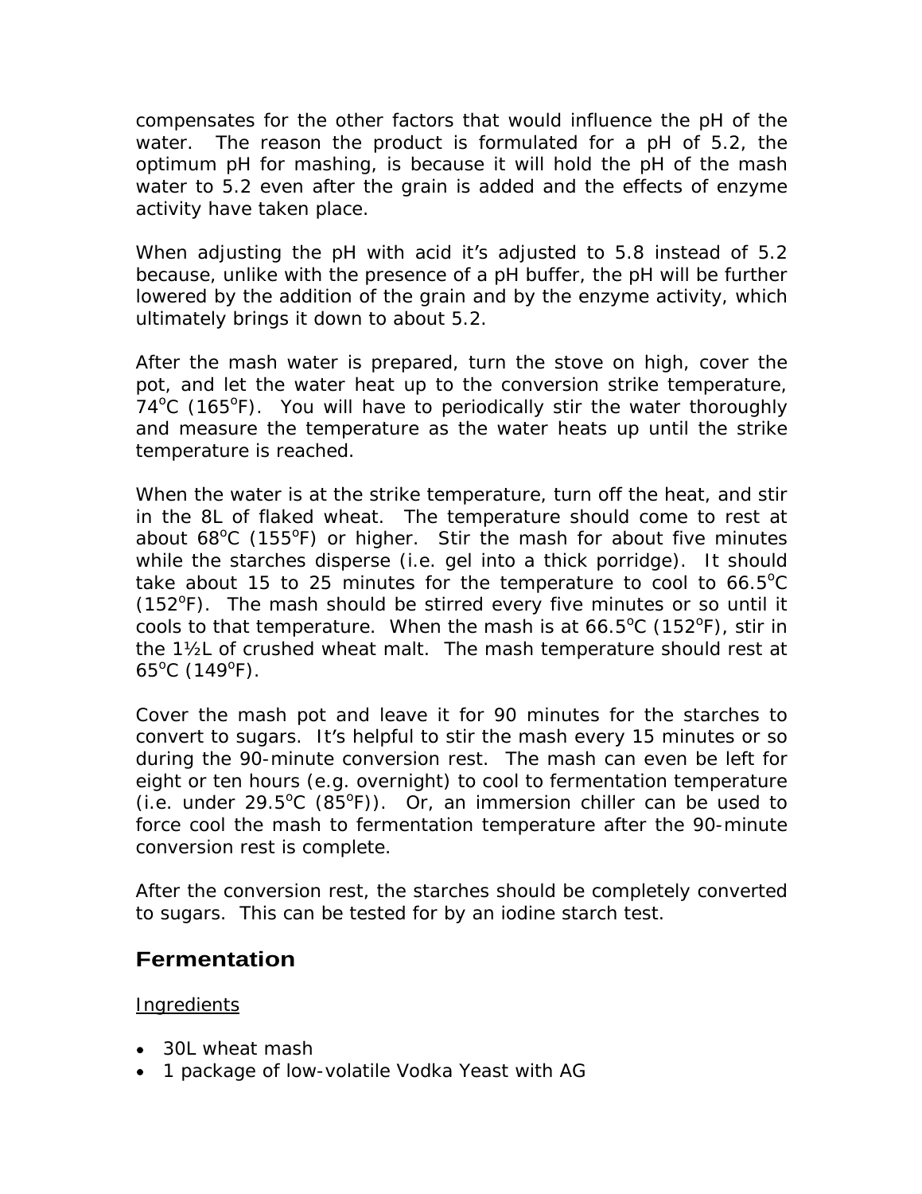compensates for the other factors that would influence the pH of the water. The reason the product is formulated for a pH of 5.2, the optimum pH for mashing, is because it will hold the pH of the mash water to 5.2 even after the grain is added and the effects of enzyme activity have taken place.

When adjusting the pH with acid it's adjusted to 5.8 instead of 5.2 because, unlike with the presence of a pH buffer, the pH will be further lowered by the addition of the grain and by the enzyme activity, which ultimately brings it down to about 5.2.

After the mash water is prepared, turn the stove on high, cover the pot, and let the water heat up to the conversion strike temperature, 74°C (165°F). You will have to periodically stir the water thoroughly and measure the temperature as the water heats up until the strike temperature is reached.

When the water is at the strike temperature, turn off the heat, and stir in the 8L of flaked wheat. The temperature should come to rest at about 68°C (155°F) or higher. Stir the mash for about five minutes while the starches disperse (i.e. gel into a thick porridge). It should take about 15 to 25 minutes for the temperature to cool to 66.5°C (152°F). The mash should be stirred every five minutes or so until it cools to that temperature. When the mash is at 66.5°C (152°F), stir in the 1½L of crushed wheat malt. The mash temperature should rest at 65°C (149°F).

Cover the mash pot and leave it for 90 minutes for the starches to convert to sugars. It's helpful to stir the mash every 15 minutes or so during the 90-minute conversion rest. The mash can even be left for eight or ten hours (e.g. overnight) to cool to fermentation temperature (i.e. under 29.5°C (85°F)). Or, an immersion chiller can be used to force cool the mash to fermentation temperature after the 90-minute conversion rest is complete.

After the conversion rest, the starches should be completely converted to sugars. This can be tested for by an iodine starch test.

## Fermentation

Ingredients

- 30L wheat mash
- 1 package of low-volatile Vodka Yeast with AG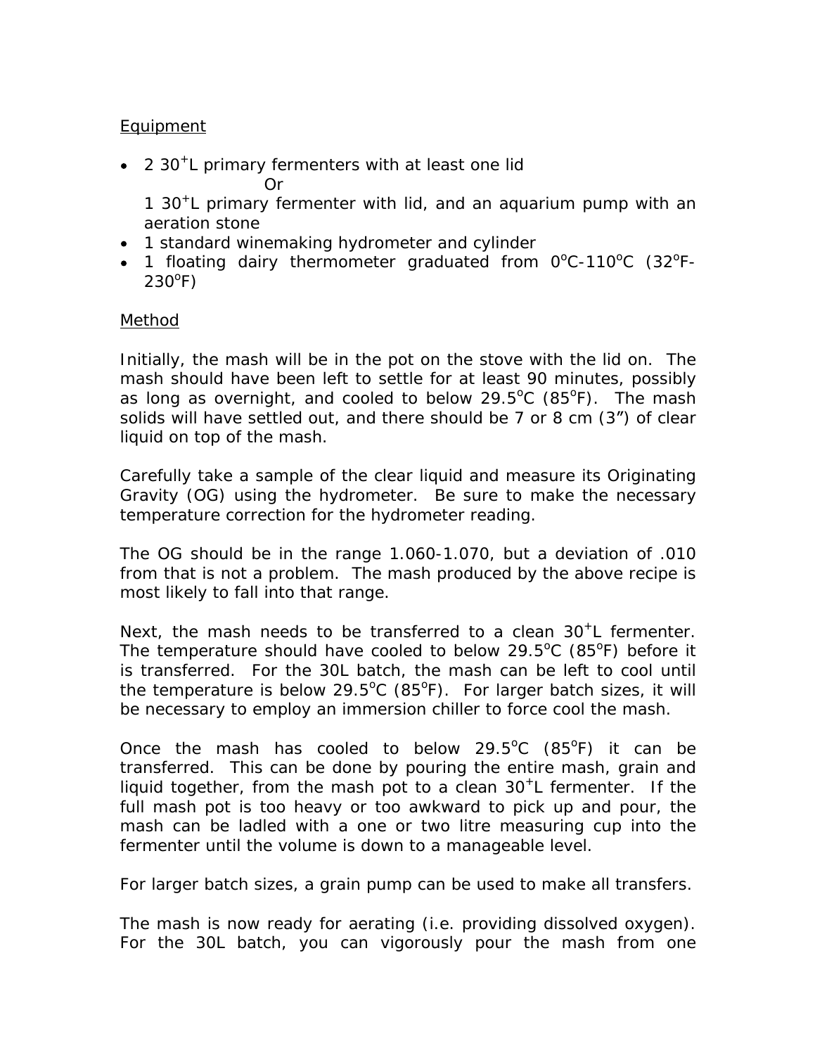Equipment

- 2 30$^+$L primary fermenters with at least one lid
  Or
  1 30$^+$L primary fermenter with lid, and an aquarium pump with an aeration stone
- 1 standard winemaking hydrometer and cylinder
- 1 floating dairy thermometer graduated from 0$^o$C-110$^o$C (32$^o$F-230$^o$F)

Method

Initially, the mash will be in the pot on the stove with the lid on. The mash should have been left to settle for at least 90 minutes, possibly as long as overnight, and cooled to below 29.5$^o$C (85$^o$F). The mash solids will have settled out, and there should be 7 or 8 cm (3") of clear liquid on top of the mash.

Carefully take a sample of the clear liquid and measure its Originating Gravity (OG) using the hydrometer. Be sure to make the necessary temperature correction for the hydrometer reading.

The OG should be in the range 1.060-1.070, but a deviation of .010 from that is not a problem. The mash produced by the above recipe is most likely to fall into that range.

Next, the mash needs to be transferred to a clean 30$^+$L fermenter. The temperature should have cooled to below 29.5$^o$C (85$^o$F) before it is transferred. For the 30L batch, the mash can be left to cool until the temperature is below 29.5$^o$C (85$^o$F). For larger batch sizes, it will be necessary to employ an immersion chiller to force cool the mash.

Once the mash has cooled to below 29.5$^o$C (85$^o$F) it can be transferred. This can be done by pouring the entire mash, grain and liquid together, from the mash pot to a clean 30$^+$L fermenter. If the full mash pot is too heavy or too awkward to pick up and pour, the mash can be ladled with a one or two litre measuring cup into the fermenter until the volume is down to a manageable level.

For larger batch sizes, a grain pump can be used to make all transfers.

The mash is now ready for aerating (i.e. providing dissolved oxygen). For the 30L batch, you can vigorously pour the mash from one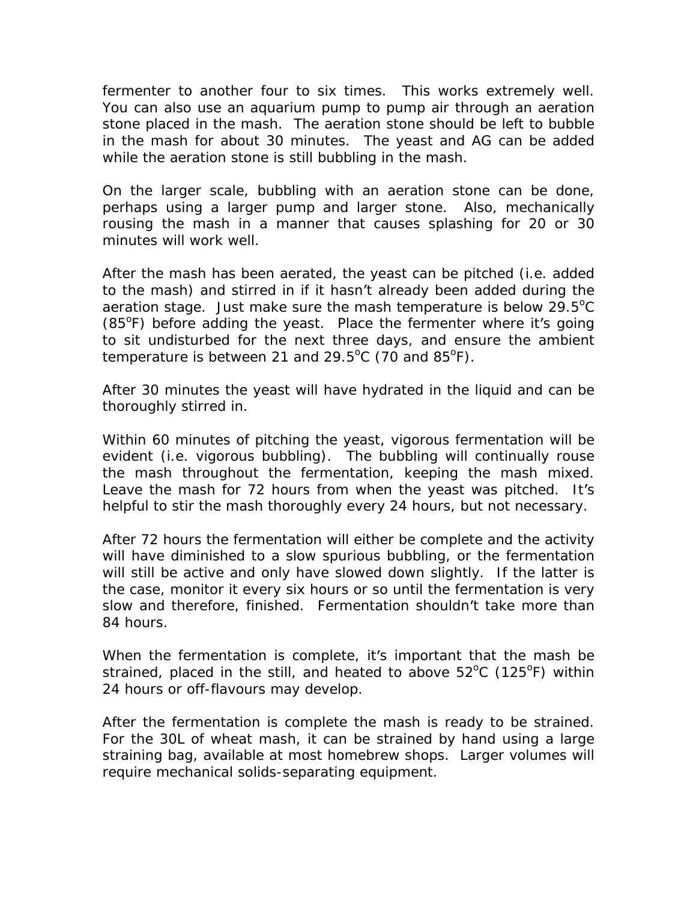fermenter to another four to six times. This works extremely well. You can also use an aquarium pump to pump air through an aeration stone placed in the mash. The aeration stone should be left to bubble in the mash for about 30 minutes. The yeast and AG can be added while the aeration stone is still bubbling in the mash.

On the larger scale, bubbling with an aeration stone can be done, perhaps using a larger pump and larger stone. Also, mechanically rousing the mash in a manner that causes splashing for 20 or 30 minutes will work well.

After the mash has been aerated, the yeast can be pitched (i.e. added to the mash) and stirred in if it hasn't already been added during the aeration stage. Just make sure the mash temperature is below 29.5$^{o}$C (85$^{o}$F) before adding the yeast. Place the fermenter where it's going to sit undisturbed for the next three days, and ensure the ambient temperature is between 21 and 29.5$^{o}$C (70 and 85$^{o}$F).

After 30 minutes the yeast will have hydrated in the liquid and can be thoroughly stirred in.

Within 60 minutes of pitching the yeast, vigorous fermentation will be evident (i.e. vigorous bubbling). The bubbling will continually rouse the mash throughout the fermentation, keeping the mash mixed. Leave the mash for 72 hours from when the yeast was pitched. It's helpful to stir the mash thoroughly every 24 hours, but not necessary.

After 72 hours the fermentation will either be complete and the activity will have diminished to a slow spurious bubbling, or the fermentation will still be active and only have slowed down slightly. If the latter is the case, monitor it every six hours or so until the fermentation is very slow and therefore, finished. Fermentation shouldn't take more than 84 hours.

When the fermentation is complete, it's important that the mash be strained, placed in the still, and heated to above 52$^{o}$C (125$^{o}$F) within 24 hours or off-flavours may develop.

After the fermentation is complete the mash is ready to be strained. For the 30L of wheat mash, it can be strained by hand using a large straining bag, available at most homebrew shops. Larger volumes will require mechanical solids-separating equipment.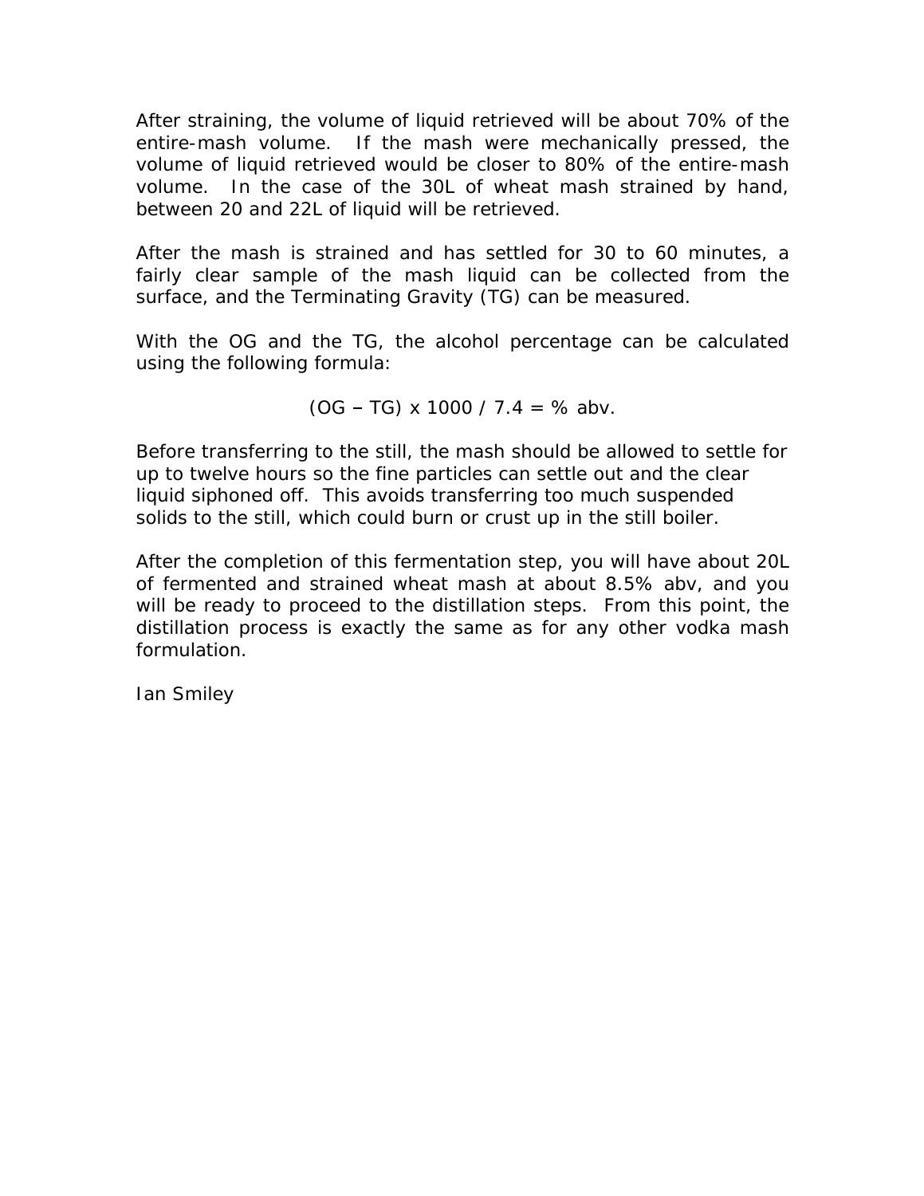After straining, the volume of liquid retrieved will be about 70% of the entire-mash volume. If the mash were mechanically pressed, the volume of liquid retrieved would be closer to 80% of the entire-mash volume. In the case of the 30L of wheat mash strained by hand, between 20 and 22L of liquid will be retrieved.

After the mash is strained and has settled for 30 to 60 minutes, a fairly clear sample of the mash liquid can be collected from the surface, and the Terminating Gravity (TG) can be measured.

With the OG and the TG, the alcohol percentage can be calculated using the following formula:

$$(OG - TG) \times 1000 / 7.4 = \% \text{ abv.}$$

Before transferring to the still, the mash should be allowed to settle for up to twelve hours so the fine particles can settle out and the clear liquid siphoned off. This avoids transferring too much suspended solids to the still, which could burn or crust up in the still boiler.

After the completion of this fermentation step, you will have about 20L of fermented and strained wheat mash at about 8.5% abv, and you will be ready to proceed to the distillation steps. From this point, the distillation process is exactly the same as for any other vodka mash formulation.

Ian Smiley